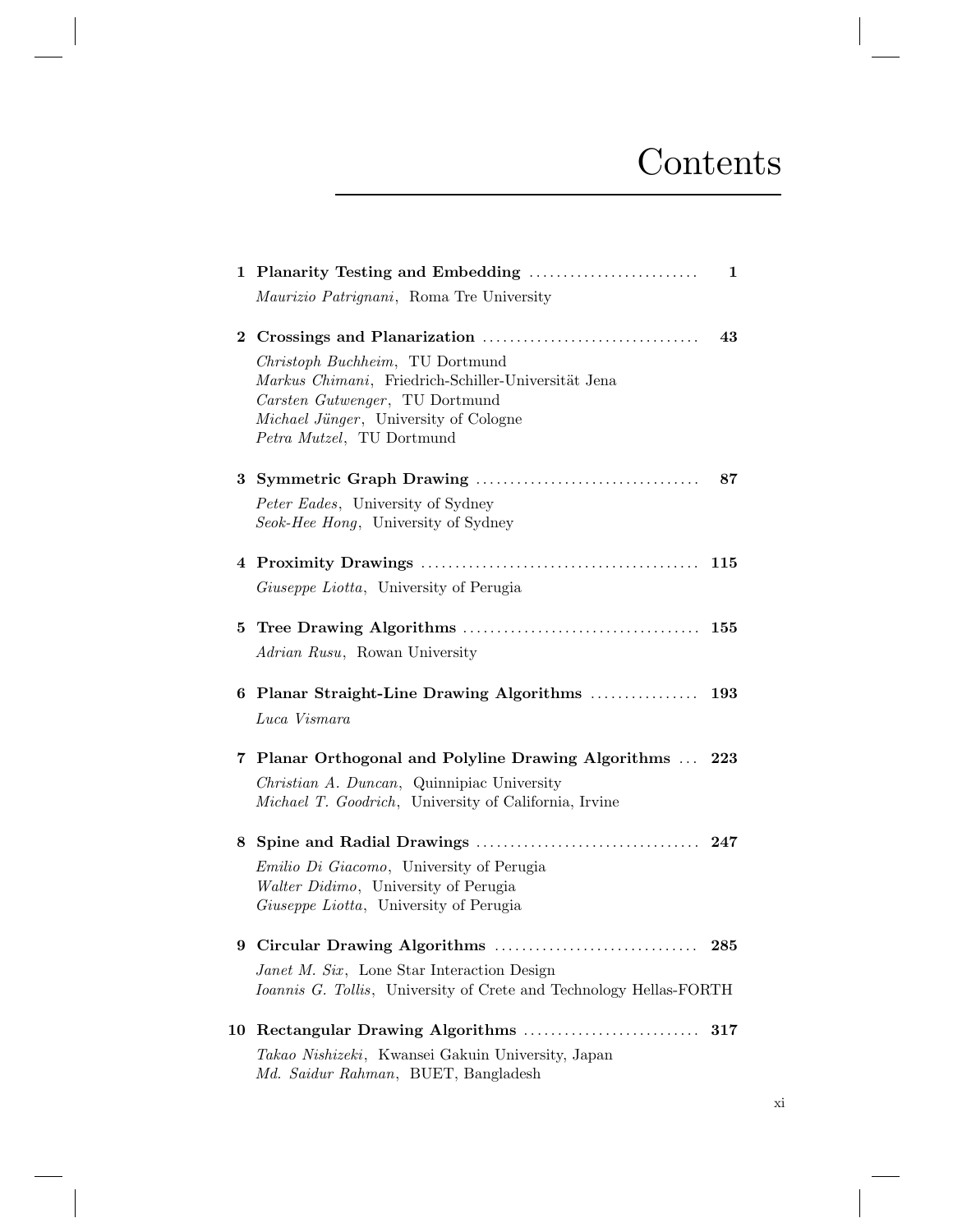# Contents

**1 Planarity Testing and Embedding** ......................... **1**
*Maurizio Patrignani*, Roma Tre University

**2 Crossings and Planarization** ................................ **43**
*Christoph Buchheim*, TU Dortmund
*Markus Chimani*, Friedrich-Schiller-Universität Jena
*Carsten Gutwenger*, TU Dortmund
*Michael Jünger*, University of Cologne
*Petra Mutzel*, TU Dortmund

**3 Symmetric Graph Drawing** ................................. **87**
*Peter Eades*, University of Sydney
*Seok-Hee Hong*, University of Sydney

**4 Proximity Drawings** ......................................... **115**
*Giuseppe Liotta*, University of Perugia

**5 Tree Drawing Algorithms** .................................. **155**
*Adrian Rusu*, Rowan University

**6 Planar Straight-Line Drawing Algorithms** ................ **193**
*Luca Vismara*

**7 Planar Orthogonal and Polyline Drawing Algorithms** ... **223**
*Christian A. Duncan*, Quinnipiac University
*Michael T. Goodrich*, University of California, Irvine

**8 Spine and Radial Drawings** ................................. **247**
*Emilio Di Giacomo*, University of Perugia
*Walter Didimo*, University of Perugia
*Giuseppe Liotta*, University of Perugia

**9 Circular Drawing Algorithms** .............................. **285**
*Janet M. Six*, Lone Star Interaction Design
*Ioannis G. Tollis*, University of Crete and Technology Hellas-FORTH

**10 Rectangular Drawing Algorithms** .......................... **317**
*Takao Nishizeki*, Kwansei Gakuin University, Japan
*Md. Saidur Rahman*, BUET, Bangladesh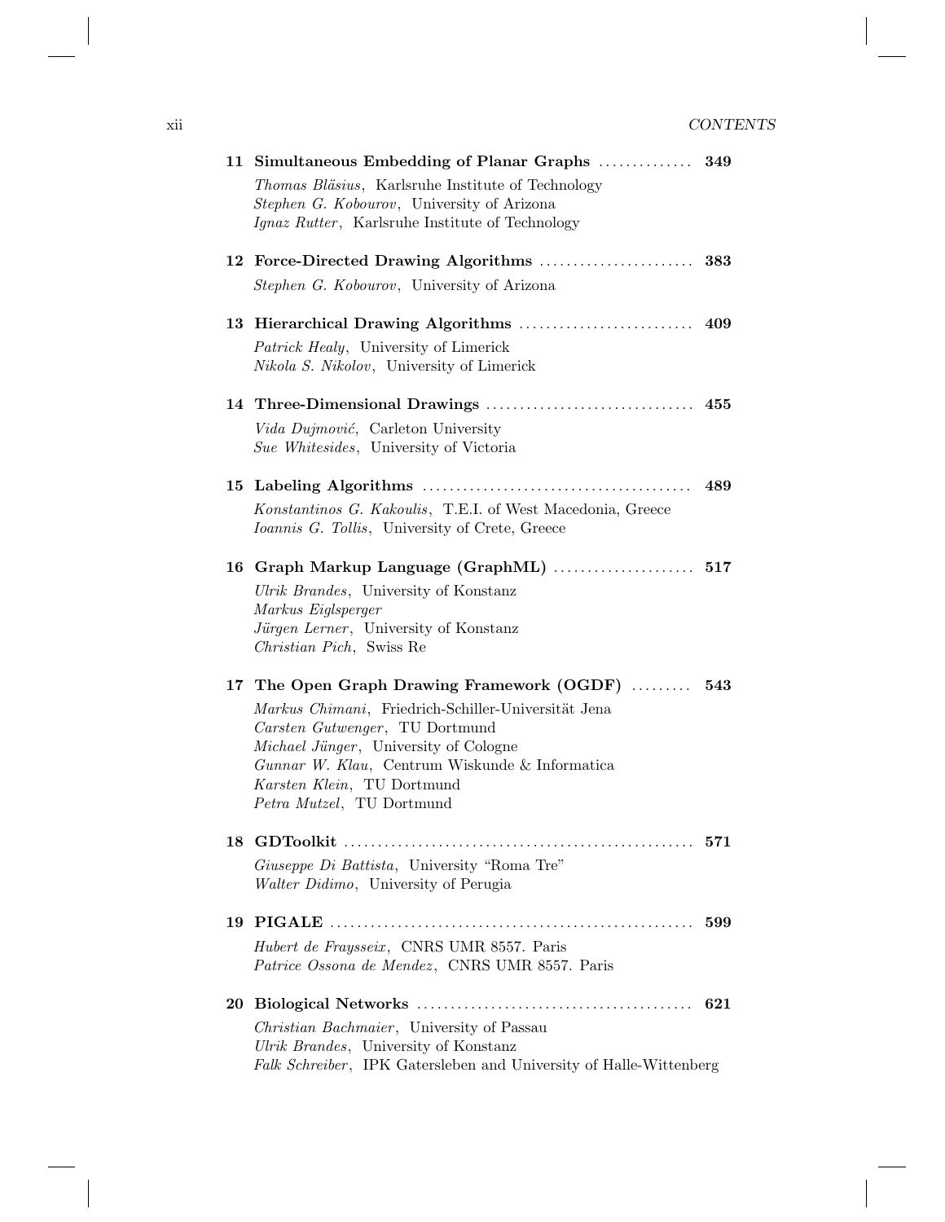**11 Simultaneous Embedding of Planar Graphs** .............. **349**

*Thomas Bläsius*, Karlsruhe Institute of Technology
*Stephen G. Kobourov*, University of Arizona
*Ignaz Rutter*, Karlsruhe Institute of Technology

**12 Force-Directed Drawing Algorithms** ....................... **383**

*Stephen G. Kobourov*, University of Arizona

**13 Hierarchical Drawing Algorithms** .......................... **409**

*Patrick Healy*, University of Limerick
*Nikola S. Nikolov*, University of Limerick

**14 Three-Dimensional Drawings** ............................... **455**

*Vida Dujmović*, Carleton University
*Sue Whitesides*, University of Victoria

**15 Labeling Algorithms** ........................................ **489**

*Konstantinos G. Kakoulis*, T.E.I. of West Macedonia, Greece
*Ioannis G. Tollis*, University of Crete, Greece

**16 Graph Markup Language (GraphML)** ..................... **517**

*Ulrik Brandes*, University of Konstanz
*Markus Eiglsperger*
*Jürgen Lerner*, University of Konstanz
*Christian Pich*, Swiss Re

**17 The Open Graph Drawing Framework (OGDF)** ......... **543**

*Markus Chimani*, Friedrich-Schiller-Universität Jena
*Carsten Gutwenger*, TU Dortmund
*Michael Jünger*, University of Cologne
*Gunnar W. Klau*, Centrum Wiskunde & Informatica
*Karsten Klein*, TU Dortmund
*Petra Mutzel*, TU Dortmund

**18 GDToolkit** .................................................... **571**

*Giuseppe Di Battista*, University "Roma Tre"
*Walter Didimo*, University of Perugia

**19 PIGALE** ...................................................... **599**

*Hubert de Fraysseix*, CNRS UMR 8557. Paris
*Patrice Ossona de Mendez*, CNRS UMR 8557. Paris

**20 Biological Networks** ......................................... **621**

*Christian Bachmaier*, University of Passau
*Ulrik Brandes*, University of Konstanz
*Falk Schreiber*, IPK Gatersleben and University of Halle-Wittenberg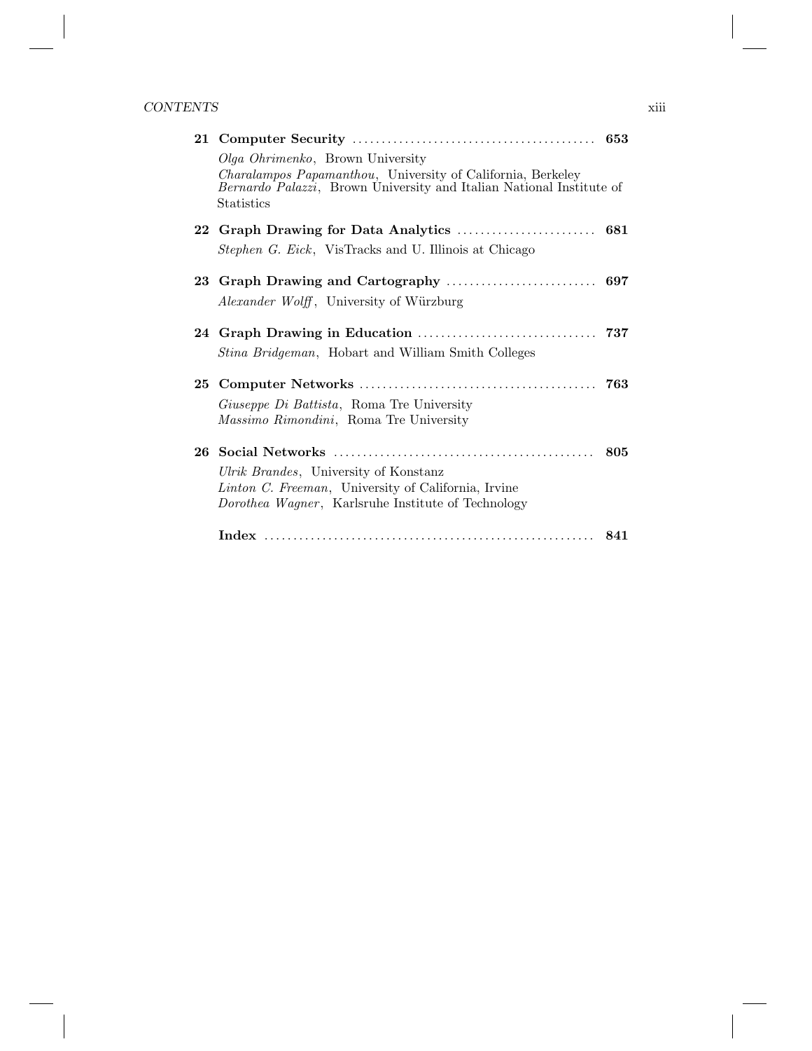**21 Computer Security** .......................................... **653**

*Olga Ohrimenko*, Brown University
*Charalampos Papamanthou*, University of California, Berkeley
*Bernardo Palazzi*, Brown University and Italian National Institute of Statistics

**22 Graph Drawing for Data Analytics** ........................ **681**

*Stephen G. Eick*, VisTracks and U. Illinois at Chicago

**23 Graph Drawing and Cartography** .......................... **697**

*Alexander Wolff*, University of Würzburg

**24 Graph Drawing in Education** .............................. **737**

*Stina Bridgeman*, Hobart and William Smith Colleges

**25 Computer Networks** ........................................ **763**

*Giuseppe Di Battista*, Roma Tre University
*Massimo Rimondini*, Roma Tre University

**26 Social Networks** ............................................ **805**

*Ulrik Brandes*, University of Konstanz
*Linton C. Freeman*, University of California, Irvine
*Dorothea Wagner*, Karlsruhe Institute of Technology

**Index** ........................................................ **841**